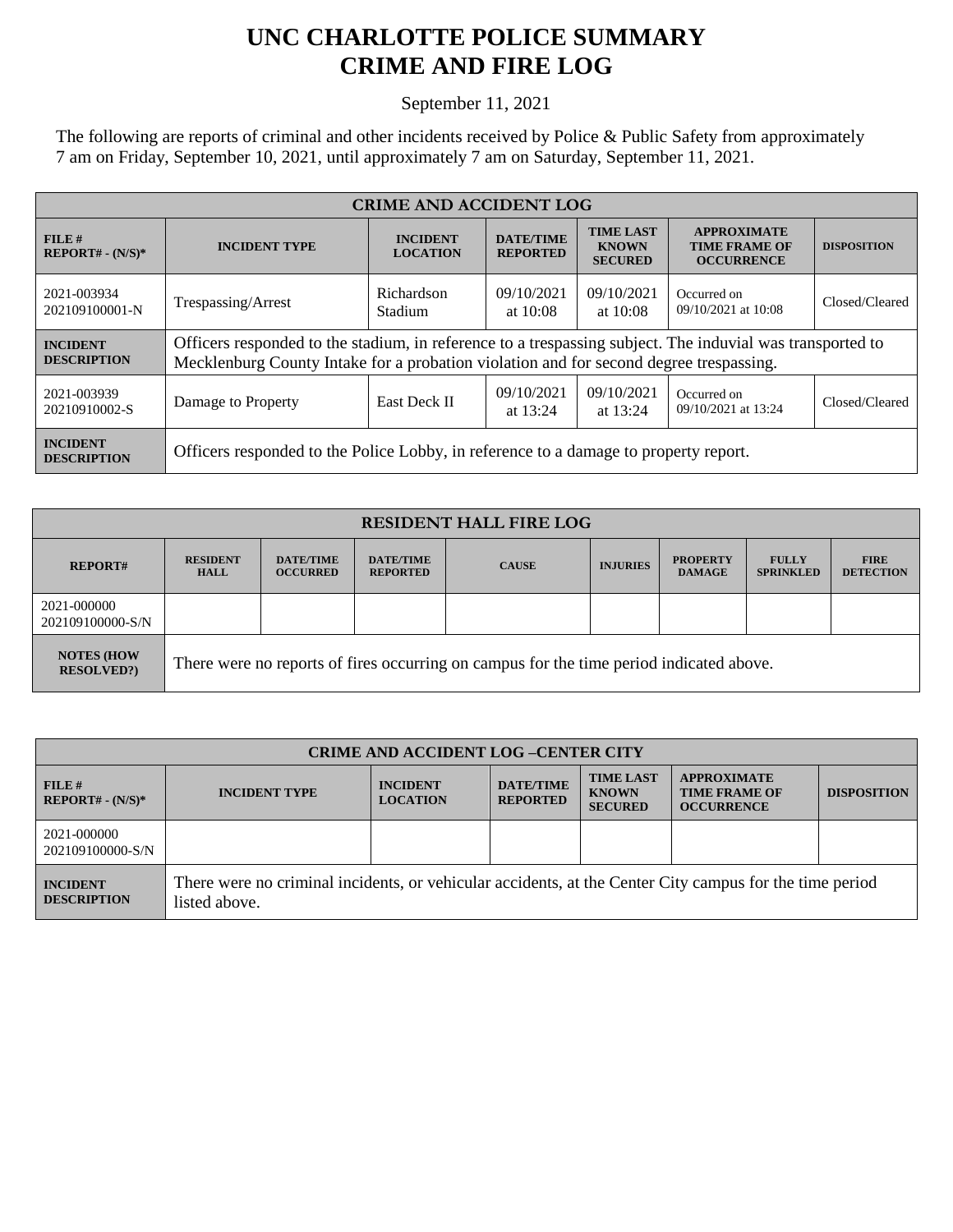# UNC CHARLOTTE POLICE SUMMARY
# CRIME AND FIRE LOG

September 11, 2021

The following are reports of criminal and other incidents received by Police & Public Safety from approximately 7 am on Friday, September 10, 2021, until approximately 7 am on Saturday, September 11, 2021.

| CRIME AND ACCIDENT LOG | | | | | | |
|---|---|---|---|---|---|---|
| **FILE # REPORT# - (N/S)*** | **INCIDENT TYPE** | **INCIDENT LOCATION** | **DATE/TIME REPORTED** | **TIME LAST KNOWN SECURED** | **APPROXIMATE TIME FRAME OF OCCURRENCE** | **DISPOSITION** |
| 2021-003934 202109100001-N | Trespassing/Arrest | Richardson Stadium | 09/10/2021 at 10:08 | 09/10/2021 at 10:08 | Occurred on 09/10/2021 at 10:08 | Closed/Cleared |
| **INCIDENT DESCRIPTION** | Officers responded to the stadium, in reference to a trespassing subject. The induvial was transported to Mecklenburg County Intake for a probation violation and for second degree trespassing. | | | | | |
| 2021-003939 20210910002-S | Damage to Property | East Deck II | 09/10/2021 at 13:24 | 09/10/2021 at 13:24 | Occurred on 09/10/2021 at 13:24 | Closed/Cleared |
| **INCIDENT DESCRIPTION** | Officers responded to the Police Lobby, in reference to a damage to property report. | | | | | |

| RESIDENT HALL FIRE LOG | | | | | | | | |
|---|---|---|---|---|---|---|---|---|
| **REPORT#** | **RESIDENT HALL** | **DATE/TIME OCCURRED** | **DATE/TIME REPORTED** | **CAUSE** | **INJURIES** | **PROPERTY DAMAGE** | **FULLY SPRINKLED** | **FIRE DETECTION** |
| 2021-000000 202109100000-S/N | | | | | | | | |
| **NOTES (HOW RESOLVED?)** | There were no reports of fires occurring on campus for the time period indicated above. | | | | | | | |

| CRIME AND ACCIDENT LOG –CENTER CITY | | | | | | |
|---|---|---|---|---|---|---|
| **FILE # REPORT# - (N/S)*** | **INCIDENT TYPE** | **INCIDENT LOCATION** | **DATE/TIME REPORTED** | **TIME LAST KNOWN SECURED** | **APPROXIMATE TIME FRAME OF OCCURRENCE** | **DISPOSITION** |
| 2021-000000 202109100000-S/N | | | | | | |
| **INCIDENT DESCRIPTION** | There were no criminal incidents, or vehicular accidents, at the Center City campus for the time period listed above. | | | | | |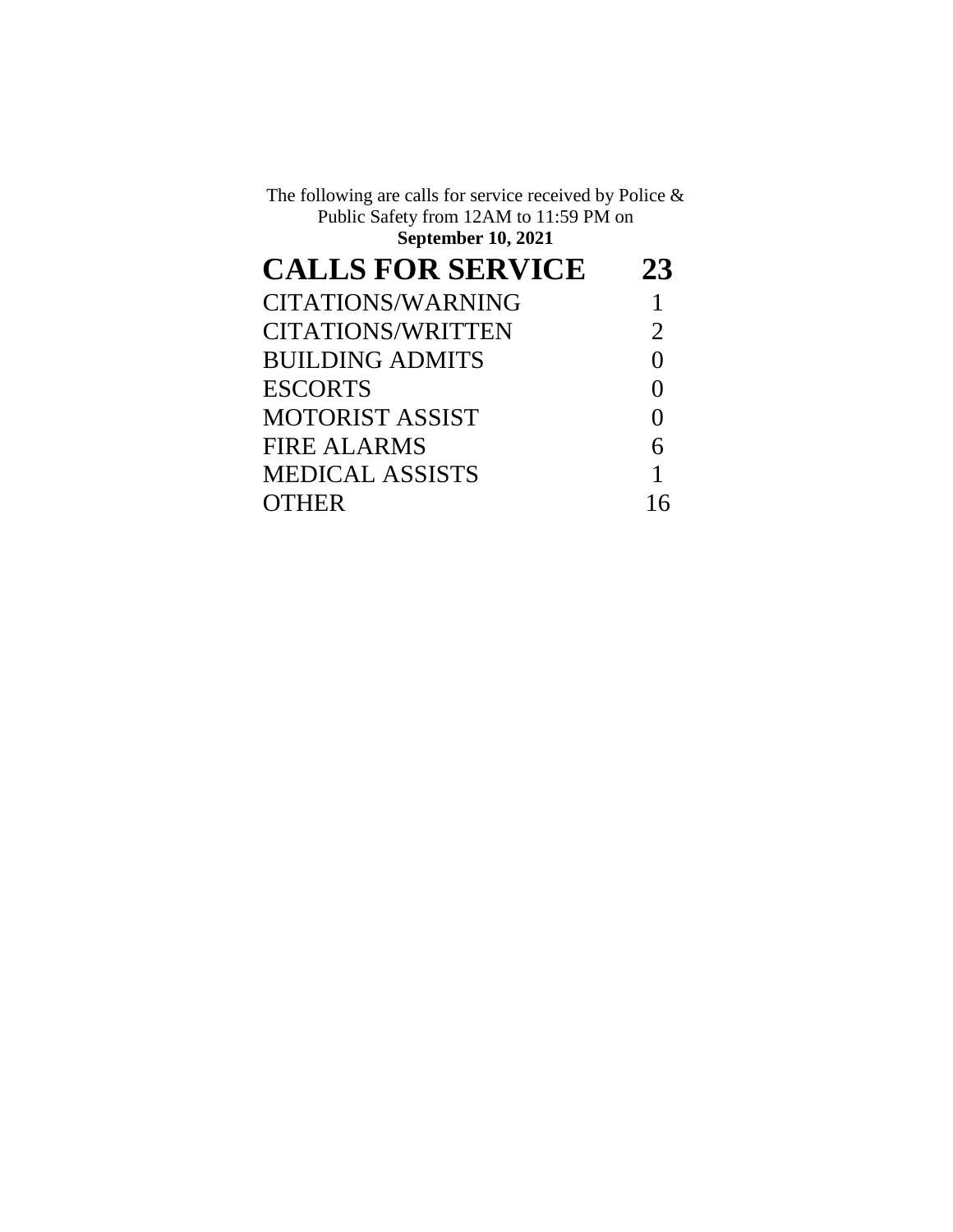The following are calls for service received by Police & Public Safety from 12AM to 11:59 PM on

**September 10, 2021**

| | |
|---|---|
| **CALLS FOR SERVICE** | **23** |
| CITATIONS/WARNING | 1 |
| CITATIONS/WRITTEN | 2 |
| BUILDING ADMITS | 0 |
| ESCORTS | 0 |
| MOTORIST ASSIST | 0 |
| FIRE ALARMS | 6 |
| MEDICAL ASSISTS | 1 |
| OTHER | 16 |